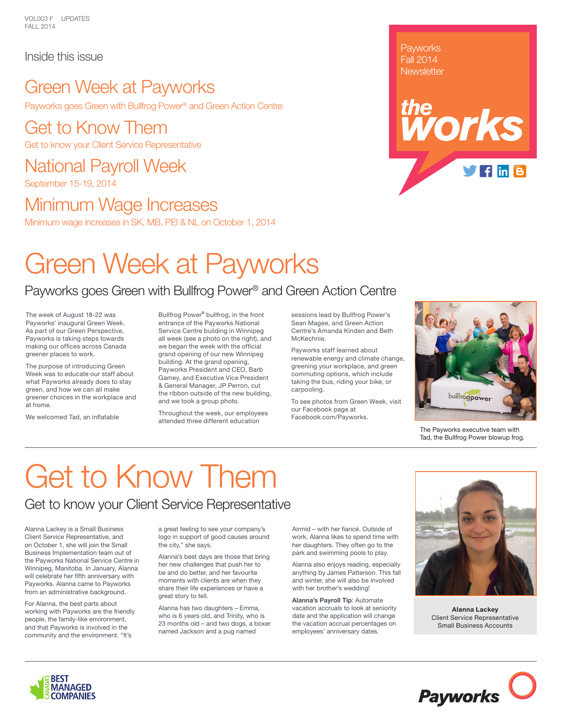VOL003 F UPDATES
FALL 2014

Payworks
Fall 2014
Newsletter

**the works**

## Inside this issue

### Green Week at Payworks
Payworks goes Green with Bullfrog Power® and Green Action Centre

### Get to Know Them
Get to know your Client Service Representative

### National Payroll Week
September 15-19, 2014

### Minimum Wage Increases
Minimum wage increases in SK, MB, PEI & NL on October 1, 2014

# Green Week at Payworks

## Payworks goes Green with Bullfrog Power® and Green Action Centre

The week of August 18-22 was Payworks' inaugural Green Week. As part of our Green Perspective, Payworks is taking steps towards making our offices across Canada greener places to work.

The purpose of introducing Green Week was to educate our staff about what Payworks already does to stay green, and how we can all make greener choices in the workplace and at home.

We welcomed Tad, an inflatable Bullfrog Power® bullfrog, in the front entrance of the Payworks National Service Centre building in Winnipeg all week (see a photo on the right), and we began the week with the official grand opening of our new Winnipeg building. At the grand opening, Payworks President and CEO, Barb Gamey, and Executive Vice President & General Manager, JP Perron, cut the ribbon outside of the new building, and we took a group photo.

Throughout the week, our employees attended three different education sessions lead by Bullfrog Power's Sean Magee, and Green Action Centre's Amanda Kinden and Beth McKechnie.

Payworks staff learned about renewable energy and climate change, greening your workplace, and green commuting options, which include taking the bus, riding your bike, or carpooling.

To see photos from Green Week, visit our Facebook page at Facebook.com/Payworks.

The Payworks executive team with Tad, the Bullfrog Power blowup frog.

# Get to Know Them

## Get to know your Client Service Representative

Alanna Lackey is a Small Business Client Service Representative, and on October 1, she will join the Small Business Implementation team out of the Payworks National Service Centre in Winnipeg, Manitoba. In January, Alanna will celebrate her fifth anniversary with Payworks. Alanna came to Payworks from an administrative background.

For Alanna, the best parts about working with Payworks are the friendly people, the family-like environment, and that Payworks is involved in the community and the environment. "It's a great feeling to see your company's logo in support of good causes around the city," she says.

Alanna's best days are those that bring her new challenges that push her to be and do better, and her favourite moments with clients are when they share their life experiences or have a great story to tell.

Alanna has two daughters – Emma, who is 6 years old, and Trinity, who is 23 months old – and two dogs, a boxer named Jackson and a pug named Airmid – with her fiancé. Outside of work, Alanna likes to spend time with her daughters. They often go to the park and swimming pools to play.

Alanna also enjoys reading, especially anything by James Patterson. This fall and winter, she will also be involved with her brother's wedding!

**Alanna's Payroll Tip**: Automate vacation accruals to look at seniority date and the application will change the vacation accrual percentages on employees' anniversary dates.

**Alanna Lackey**
Client Service Representative
Small Business Accounts

CANADA'S BEST MANAGED COMPANIES

Payworks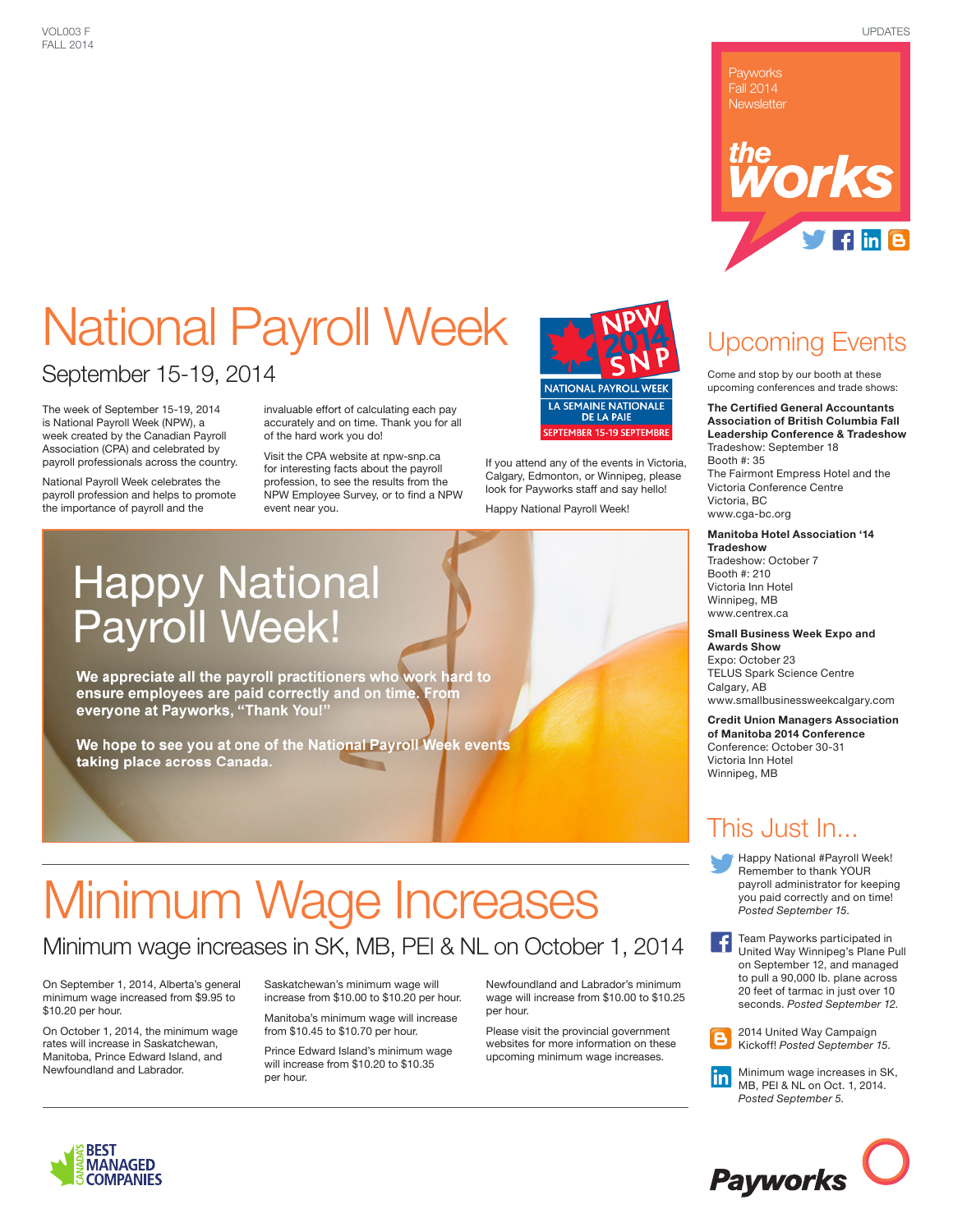VOL003 F
FALL 2014

UPDATES

Payworks
Fall 2014
Newsletter

**the works**

# National Payroll Week

## September 15-19, 2014

The week of September 15-19, 2014 is National Payroll Week (NPW), a week created by the Canadian Payroll Association (CPA) and celebrated by payroll professionals across the country.

National Payroll Week celebrates the payroll profession and helps to promote the importance of payroll and the invaluable effort of calculating each pay accurately and on time. Thank you for all of the hard work you do!

Visit the CPA website at npw-snp.ca for interesting facts about the payroll profession, to see the results from the NPW Employee Survey, or to find a NPW event near you.

NPW 2014 SNP
NATIONAL PAYROLL WEEK
LA SEMAINE NATIONALE DE LA PAIE
SEPTEMBER 15-19 SEPTEMBRE

If you attend any of the events in Victoria, Calgary, Edmonton, or Winnipeg, please look for Payworks staff and say hello!

Happy National Payroll Week!

## Happy National Payroll Week!

**We appreciate all the payroll practitioners who work hard to ensure employees are paid correctly and on time. From everyone at Payworks, "Thank You!"**

**We hope to see you at one of the National Payroll Week events taking place across Canada.**

# Minimum Wage Increases

## Minimum wage increases in SK, MB, PEI & NL on October 1, 2014

On September 1, 2014, Alberta's general minimum wage increased from $9.95 to $10.20 per hour.

On October 1, 2014, the minimum wage rates will increase in Saskatchewan, Manitoba, Prince Edward Island, and Newfoundland and Labrador.

Saskatchewan's minimum wage will increase from $10.00 to $10.20 per hour.

Manitoba's minimum wage will increase from $10.45 to $10.70 per hour.

Prince Edward Island's minimum wage will increase from $10.20 to $10.35 per hour.

Newfoundland and Labrador's minimum wage will increase from $10.00 to $10.25 per hour.

Please visit the provincial government websites for more information on these upcoming minimum wage increases.

# Upcoming Events

Come and stop by our booth at these upcoming conferences and trade shows:

**The Certified General Accountants Association of British Columbia Fall Leadership Conference & Tradeshow**
Tradeshow: September 18
Booth #: 35
The Fairmont Empress Hotel and the Victoria Conference Centre
Victoria, BC
www.cga-bc.org

**Manitoba Hotel Association '14 Tradeshow**
Tradeshow: October 7
Booth #: 210
Victoria Inn Hotel
Winnipeg, MB
www.centrex.ca

**Small Business Week Expo and Awards Show**
Expo: October 23
TELUS Spark Science Centre
Calgary, AB
www.smallbusinessweekcalgary.com

**Credit Union Managers Association of Manitoba 2014 Conference**
Conference: October 30-31
Victoria Inn Hotel
Winnipeg, MB

# This Just In...

Happy National #Payroll Week! Remember to thank YOUR payroll administrator for keeping you paid correctly and on time! *Posted September 15.*

Team Payworks participated in United Way Winnipeg's Plane Pull on September 12, and managed to pull a 90,000 lb. plane across 20 feet of tarmac in just over 10 seconds. *Posted September 12.*

2014 United Way Campaign Kickoff! *Posted September 15.*

Minimum wage increases in SK, MB, PEI & NL on Oct. 1, 2014. *Posted September 5.*

CANADA'S BEST MANAGED COMPANIES

Payworks